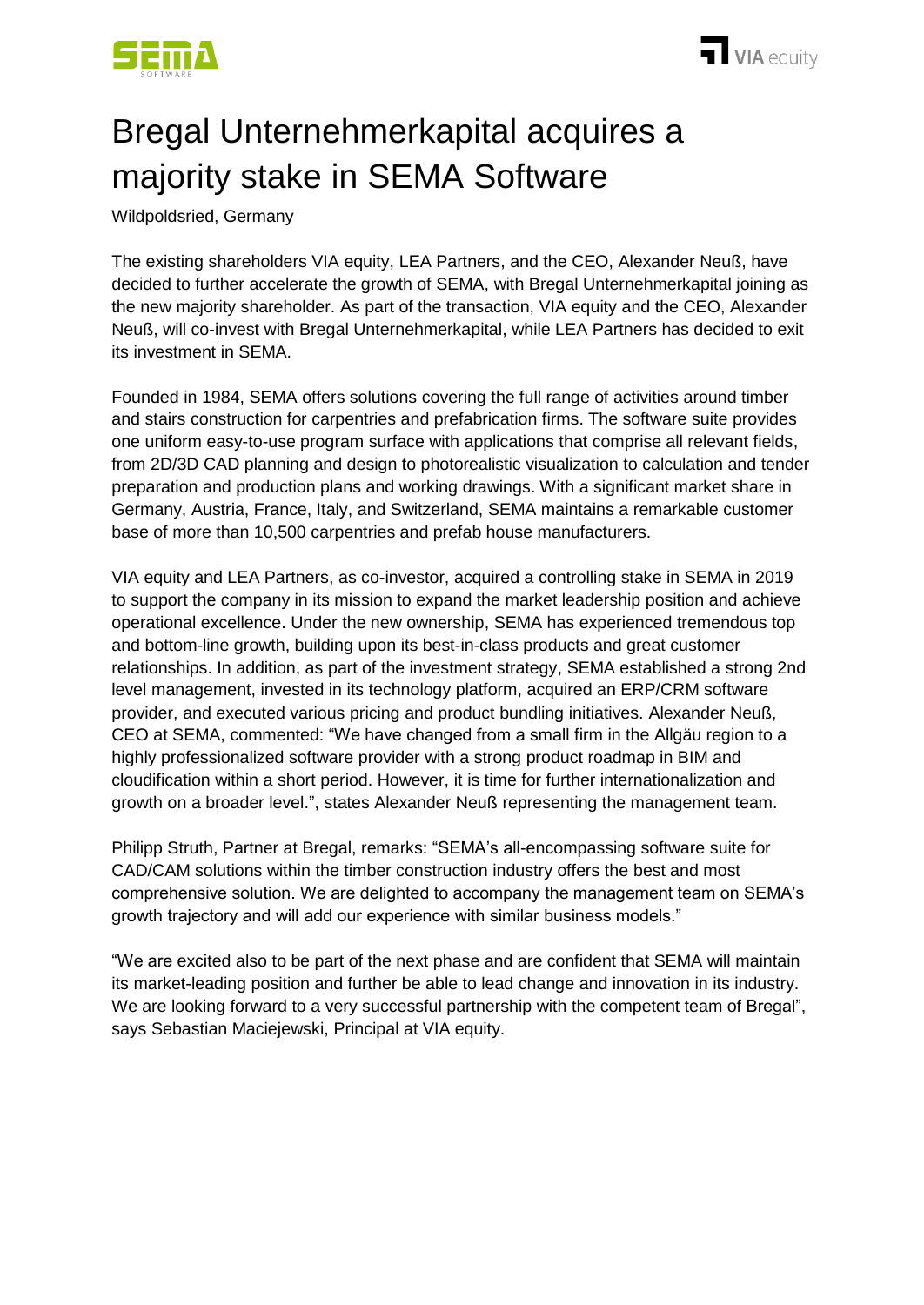# Bregal Unternehmerkapital acquires a majority stake in SEMA Software

Wildpoldsried, Germany

The existing shareholders VIA equity, LEA Partners, and the CEO, Alexander Neuß, have decided to further accelerate the growth of SEMA, with Bregal Unternehmerkapital joining as the new majority shareholder. As part of the transaction, VIA equity and the CEO, Alexander Neuß, will co-invest with Bregal Unternehmerkapital, while LEA Partners has decided to exit its investment in SEMA.

Founded in 1984, SEMA offers solutions covering the full range of activities around timber and stairs construction for carpentries and prefabrication firms. The software suite provides one uniform easy-to-use program surface with applications that comprise all relevant fields, from 2D/3D CAD planning and design to photorealistic visualization to calculation and tender preparation and production plans and working drawings. With a significant market share in Germany, Austria, France, Italy, and Switzerland, SEMA maintains a remarkable customer base of more than 10,500 carpentries and prefab house manufacturers.

VIA equity and LEA Partners, as co-investor, acquired a controlling stake in SEMA in 2019 to support the company in its mission to expand the market leadership position and achieve operational excellence. Under the new ownership, SEMA has experienced tremendous top and bottom-line growth, building upon its best-in-class products and great customer relationships. In addition, as part of the investment strategy, SEMA established a strong 2nd level management, invested in its technology platform, acquired an ERP/CRM software provider, and executed various pricing and product bundling initiatives. Alexander Neuß, CEO at SEMA, commented: "We have changed from a small firm in the Allgäu region to a highly professionalized software provider with a strong product roadmap in BIM and cloudification within a short period. However, it is time for further internationalization and growth on a broader level.", states Alexander Neuß representing the management team.

Philipp Struth, Partner at Bregal, remarks: "SEMA's all-encompassing software suite for CAD/CAM solutions within the timber construction industry offers the best and most comprehensive solution. We are delighted to accompany the management team on SEMA's growth trajectory and will add our experience with similar business models."

"We are excited also to be part of the next phase and are confident that SEMA will maintain its market-leading position and further be able to lead change and innovation in its industry. We are looking forward to a very successful partnership with the competent team of Bregal", says Sebastian Maciejewski, Principal at VIA equity.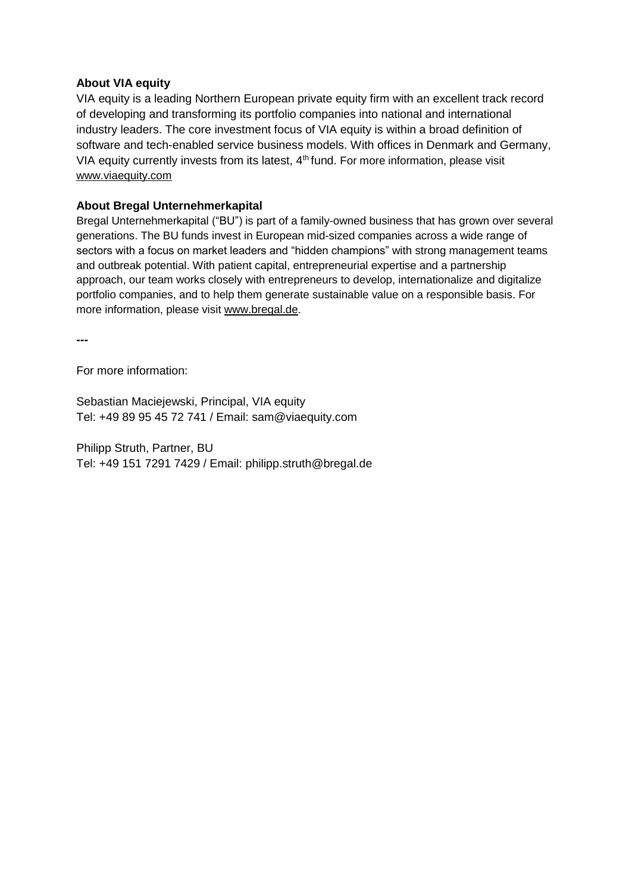**About VIA equity**

VIA equity is a leading Northern European private equity firm with an excellent track record of developing and transforming its portfolio companies into national and international industry leaders. The core investment focus of VIA equity is within a broad definition of software and tech-enabled service business models. With offices in Denmark and Germany, VIA equity currently invests from its latest, 4th fund. For more information, please visit www.viaequity.com

**About Bregal Unternehmerkapital**

Bregal Unternehmerkapital ("BU") is part of a family-owned business that has grown over several generations. The BU funds invest in European mid-sized companies across a wide range of sectors with a focus on market leaders and "hidden champions" with strong management teams and outbreak potential. With patient capital, entrepreneurial expertise and a partnership approach, our team works closely with entrepreneurs to develop, internationalize and digitalize portfolio companies, and to help them generate sustainable value on a responsible basis. For more information, please visit www.bregal.de.

**---**

For more information:

Sebastian Maciejewski, Principal, VIA equity
Tel: +49 89 95 45 72 741 / Email: sam@viaequity.com

Philipp Struth, Partner, BU
Tel: +49 151 7291 7429 / Email: philipp.struth@bregal.de